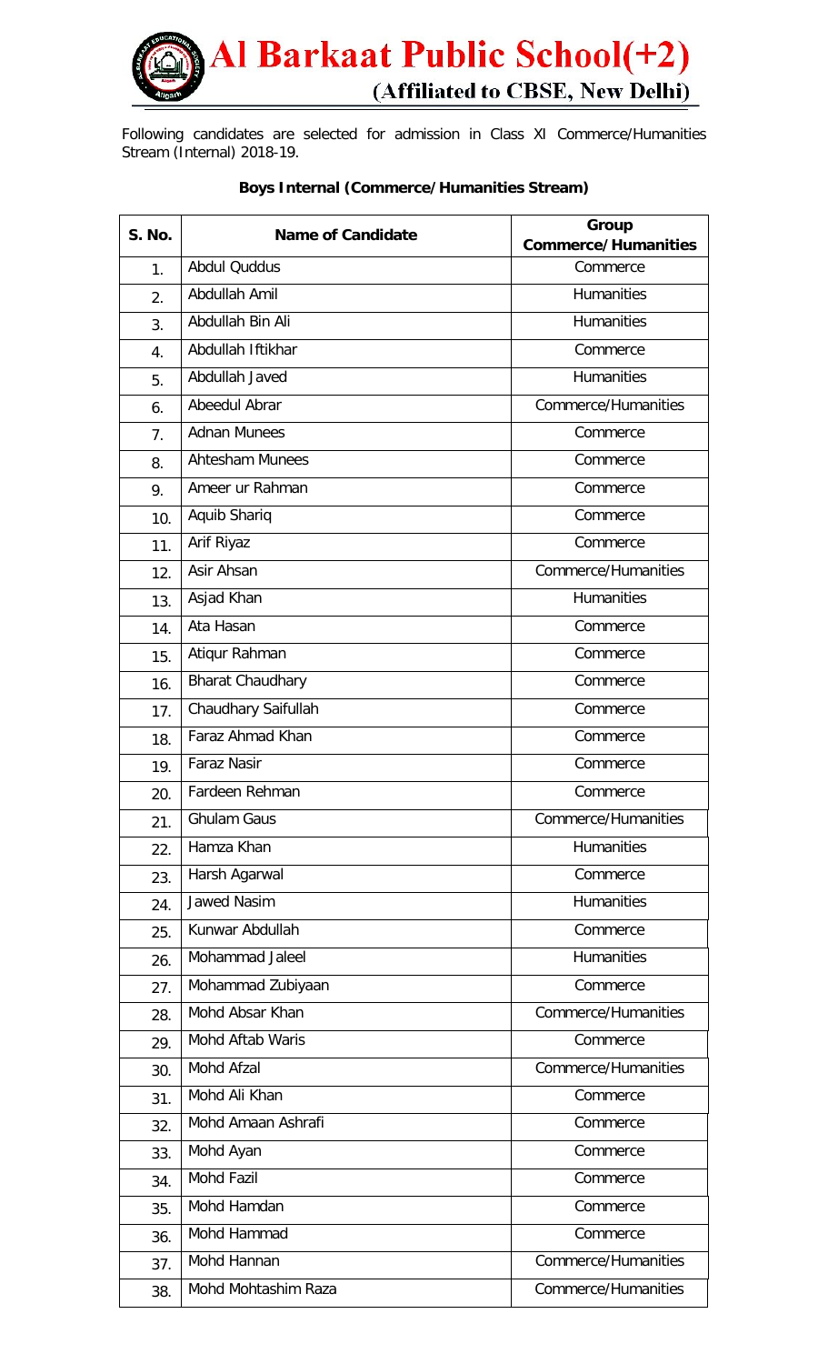# Al Barkaat Public School(+2)

(Affiliated to CBSE, New Delhi)

Following candidates are selected for admission in Class XI Commerce/Humanities Stream (Internal) 2018-19.

### Boys Internal (Commerce/Humanities Stream)

| S. No. | Name of Candidate | Group Commerce/Humanities |
|---|---|---|
| 1. | Abdul Quddus | Commerce |
| 2. | Abdullah Amil | Humanities |
| 3. | Abdullah Bin Ali | Humanities |
| 4. | Abdullah Iftikhar | Commerce |
| 5. | Abdullah Javed | Humanities |
| 6. | Abeedul Abrar | Commerce/Humanities |
| 7. | Adnan Munees | Commerce |
| 8. | Ahtesham Munees | Commerce |
| 9. | Ameer ur Rahman | Commerce |
| 10. | Aquib Shariq | Commerce |
| 11. | Arif Riyaz | Commerce |
| 12. | Asir Ahsan | Commerce/Humanities |
| 13. | Asjad Khan | Humanities |
| 14. | Ata Hasan | Commerce |
| 15. | Atiqur Rahman | Commerce |
| 16. | Bharat Chaudhary | Commerce |
| 17. | Chaudhary Saifullah | Commerce |
| 18. | Faraz Ahmad Khan | Commerce |
| 19. | Faraz Nasir | Commerce |
| 20. | Fardeen Rehman | Commerce |
| 21. | Ghulam Gaus | Commerce/Humanities |
| 22. | Hamza Khan | Humanities |
| 23. | Harsh Agarwal | Commerce |
| 24. | Jawed Nasim | Humanities |
| 25. | Kunwar Abdullah | Commerce |
| 26. | Mohammad Jaleel | Humanities |
| 27. | Mohammad Zubiyaan | Commerce |
| 28. | Mohd Absar Khan | Commerce/Humanities |
| 29. | Mohd Aftab Waris | Commerce |
| 30. | Mohd Afzal | Commerce/Humanities |
| 31. | Mohd Ali Khan | Commerce |
| 32. | Mohd Amaan Ashrafi | Commerce |
| 33. | Mohd Ayan | Commerce |
| 34. | Mohd Fazil | Commerce |
| 35. | Mohd Hamdan | Commerce |
| 36. | Mohd Hammad | Commerce |
| 37. | Mohd Hannan | Commerce/Humanities |
| 38. | Mohd Mohtashim Raza | Commerce/Humanities |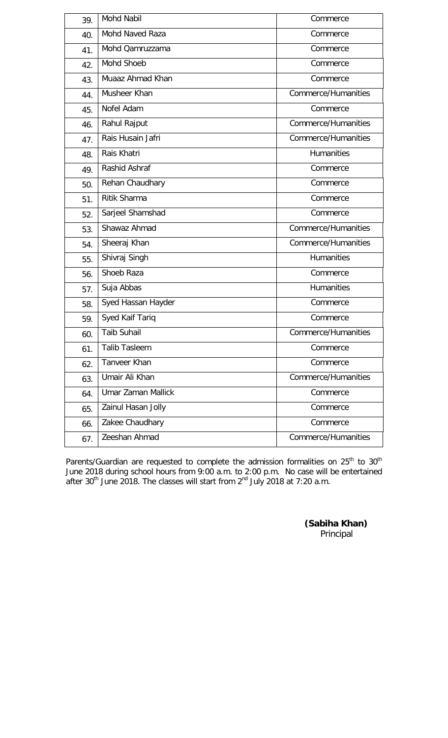| | | |
|---|---|---|
| 39. | Mohd Nabil | Commerce |
| 40. | Mohd Naved Raza | Commerce |
| 41. | Mohd Qamruzzama | Commerce |
| 42. | Mohd Shoeb | Commerce |
| 43. | Muaaz Ahmad Khan | Commerce |
| 44. | Musheer Khan | Commerce/Humanities |
| 45. | Nofel Adam | Commerce |
| 46. | Rahul Rajput | Commerce/Humanities |
| 47. | Rais Husain Jafri | Commerce/Humanities |
| 48. | Rais Khatri | Humanities |
| 49. | Rashid Ashraf | Commerce |
| 50. | Rehan Chaudhary | Commerce |
| 51. | Ritik Sharma | Commerce |
| 52. | Sarjeel Shamshad | Commerce |
| 53. | Shawaz Ahmad | Commerce/Humanities |
| 54. | Sheeraj Khan | Commerce/Humanities |
| 55. | Shivraj Singh | Humanities |
| 56. | Shoeb Raza | Commerce |
| 57. | Suja Abbas | Humanities |
| 58. | Syed Hassan Hayder | Commerce |
| 59. | Syed Kaif Tariq | Commerce |
| 60. | Taib Suhail | Commerce/Humanities |
| 61. | Talib Tasleem | Commerce |
| 62. | Tanveer Khan | Commerce |
| 63. | Umair Ali Khan | Commerce/Humanities |
| 64. | Umar Zaman Mallick | Commerce |
| 65. | Zainul Hasan Jolly | Commerce |
| 66. | Zakee Chaudhary | Commerce |
| 67. | Zeeshan Ahmad | Commerce/Humanities |

Parents/Guardian are requested to complete the admission formalities on 25th to 30th June 2018 during school hours from 9:00 a.m. to 2:00 p.m. No case will be entertained after 30th June 2018. The classes will start from 2nd July 2018 at 7:20 a.m.

**(Sabiha Khan)**
Principal